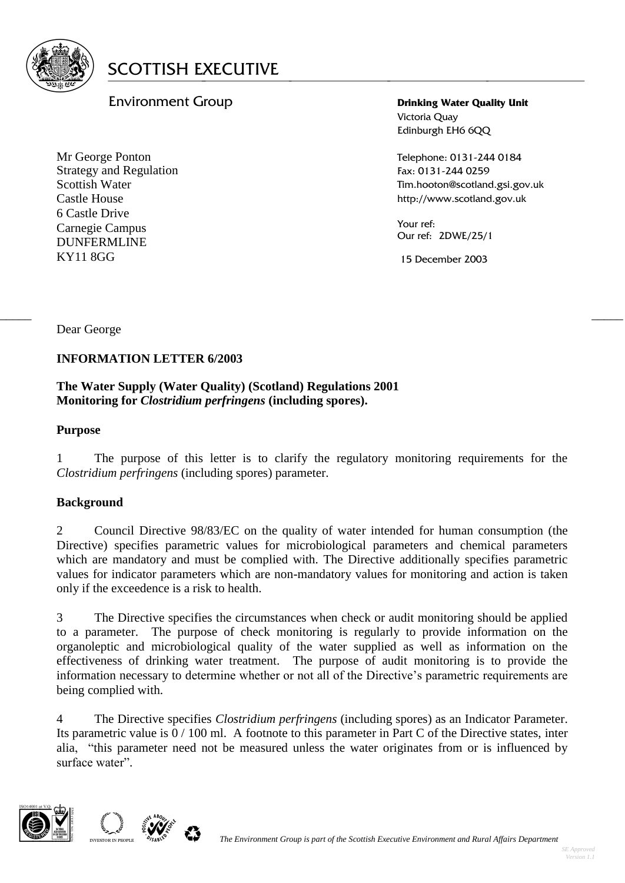# SCOTTISH EXECUTIVE

Environment Group

**Drinking Water Quality Unit**
Victoria Quay
Edinburgh EH6 6QQ

Telephone: 0131-244 0184
Fax: 0131-244 0259
Tim.hooton@scotland.gsi.gov.uk
http://www.scotland.gov.uk

Your ref:
Our ref: 2DWE/25/1

15 December 2003

Mr George Ponton
Strategy and Regulation
Scottish Water
Castle House
6 Castle Drive
Carnegie Campus
DUNFERMLINE
KY11 8GG

Dear George

**INFORMATION LETTER 6/2003**

**The Water Supply (Water Quality) (Scotland) Regulations 2001**
**Monitoring for *Clostridium perfringens* (including spores).**

**Purpose**

1 The purpose of this letter is to clarify the regulatory monitoring requirements for the *Clostridium perfringens* (including spores) parameter.

**Background**

2 Council Directive 98/83/EC on the quality of water intended for human consumption (the Directive) specifies parametric values for microbiological parameters and chemical parameters which are mandatory and must be complied with. The Directive additionally specifies parametric values for indicator parameters which are non-mandatory values for monitoring and action is taken only if the exceedence is a risk to health.

3 The Directive specifies the circumstances when check or audit monitoring should be applied to a parameter. The purpose of check monitoring is regularly to provide information on the organoleptic and microbiological quality of the water supplied as well as information on the effectiveness of drinking water treatment. The purpose of audit monitoring is to provide the information necessary to determine whether or not all of the Directive's parametric requirements are being complied with.

4 The Directive specifies *Clostridium perfringens* (including spores) as an Indicator Parameter. Its parametric value is 0 / 100 ml. A footnote to this parameter in Part C of the Directive states, inter alia, "this parameter need not be measured unless the water originates from or is influenced by surface water".

*The Environment Group is part of the Scottish Executive Environment and Rural Affairs Department*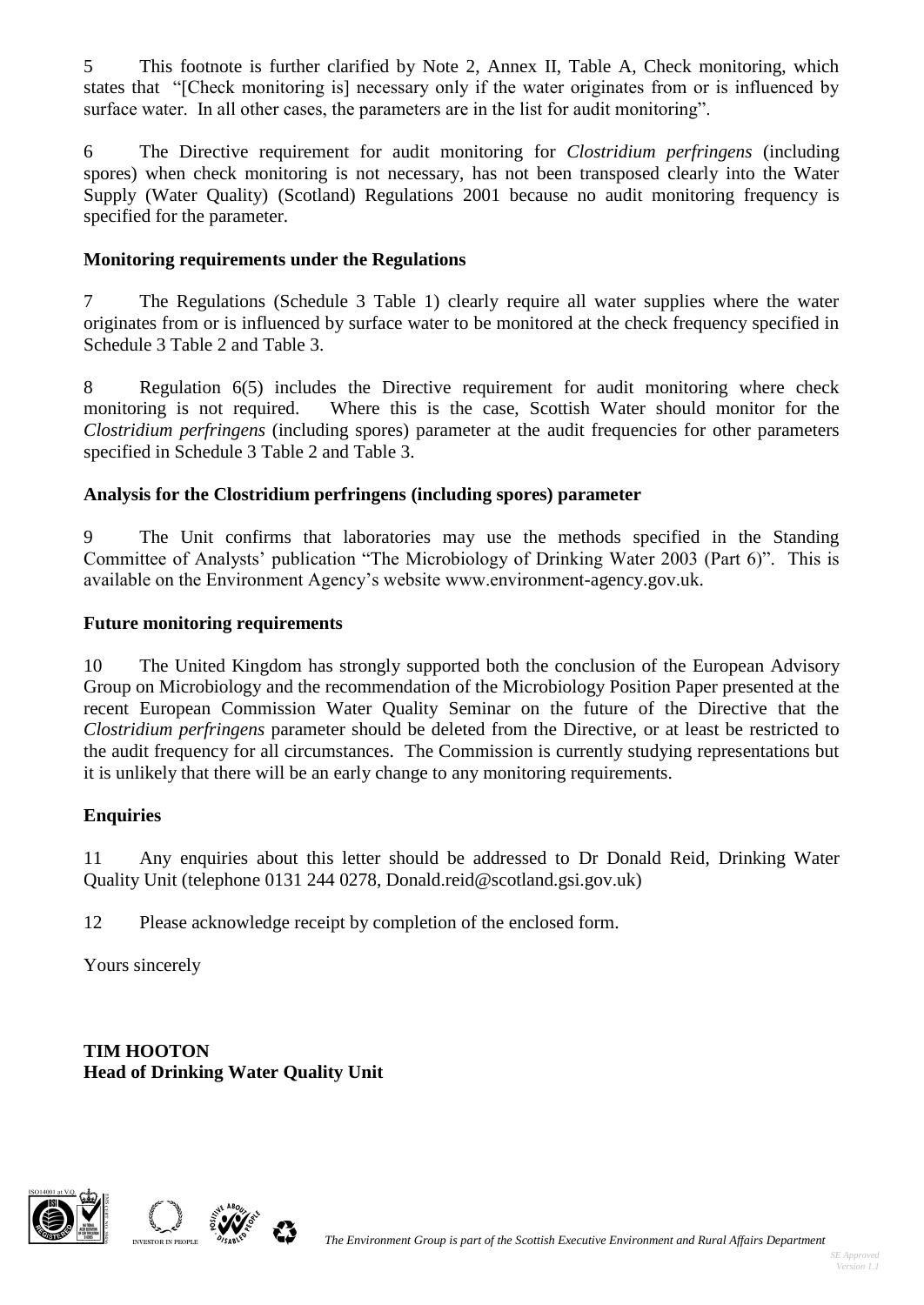5 This footnote is further clarified by Note 2, Annex II, Table A, Check monitoring, which states that "[Check monitoring is] necessary only if the water originates from or is influenced by surface water. In all other cases, the parameters are in the list for audit monitoring".

6 The Directive requirement for audit monitoring for *Clostridium perfringens* (including spores) when check monitoring is not necessary, has not been transposed clearly into the Water Supply (Water Quality) (Scotland) Regulations 2001 because no audit monitoring frequency is specified for the parameter.

**Monitoring requirements under the Regulations**

7 The Regulations (Schedule 3 Table 1) clearly require all water supplies where the water originates from or is influenced by surface water to be monitored at the check frequency specified in Schedule 3 Table 2 and Table 3.

8 Regulation 6(5) includes the Directive requirement for audit monitoring where check monitoring is not required. Where this is the case, Scottish Water should monitor for the *Clostridium perfringens* (including spores) parameter at the audit frequencies for other parameters specified in Schedule 3 Table 2 and Table 3.

**Analysis for the Clostridium perfringens (including spores) parameter**

9 The Unit confirms that laboratories may use the methods specified in the Standing Committee of Analysts' publication "The Microbiology of Drinking Water 2003 (Part 6)". This is available on the Environment Agency's website www.environment-agency.gov.uk.

**Future monitoring requirements**

10 The United Kingdom has strongly supported both the conclusion of the European Advisory Group on Microbiology and the recommendation of the Microbiology Position Paper presented at the recent European Commission Water Quality Seminar on the future of the Directive that the *Clostridium perfringens* parameter should be deleted from the Directive, or at least be restricted to the audit frequency for all circumstances. The Commission is currently studying representations but it is unlikely that there will be an early change to any monitoring requirements.

**Enquiries**

11 Any enquiries about this letter should be addressed to Dr Donald Reid, Drinking Water Quality Unit (telephone 0131 244 0278, Donald.reid@scotland.gsi.gov.uk)

12 Please acknowledge receipt by completion of the enclosed form.

Yours sincerely

**TIM HOOTON**
**Head of Drinking Water Quality Unit**

*The Environment Group is part of the Scottish Executive Environment and Rural Affairs Department*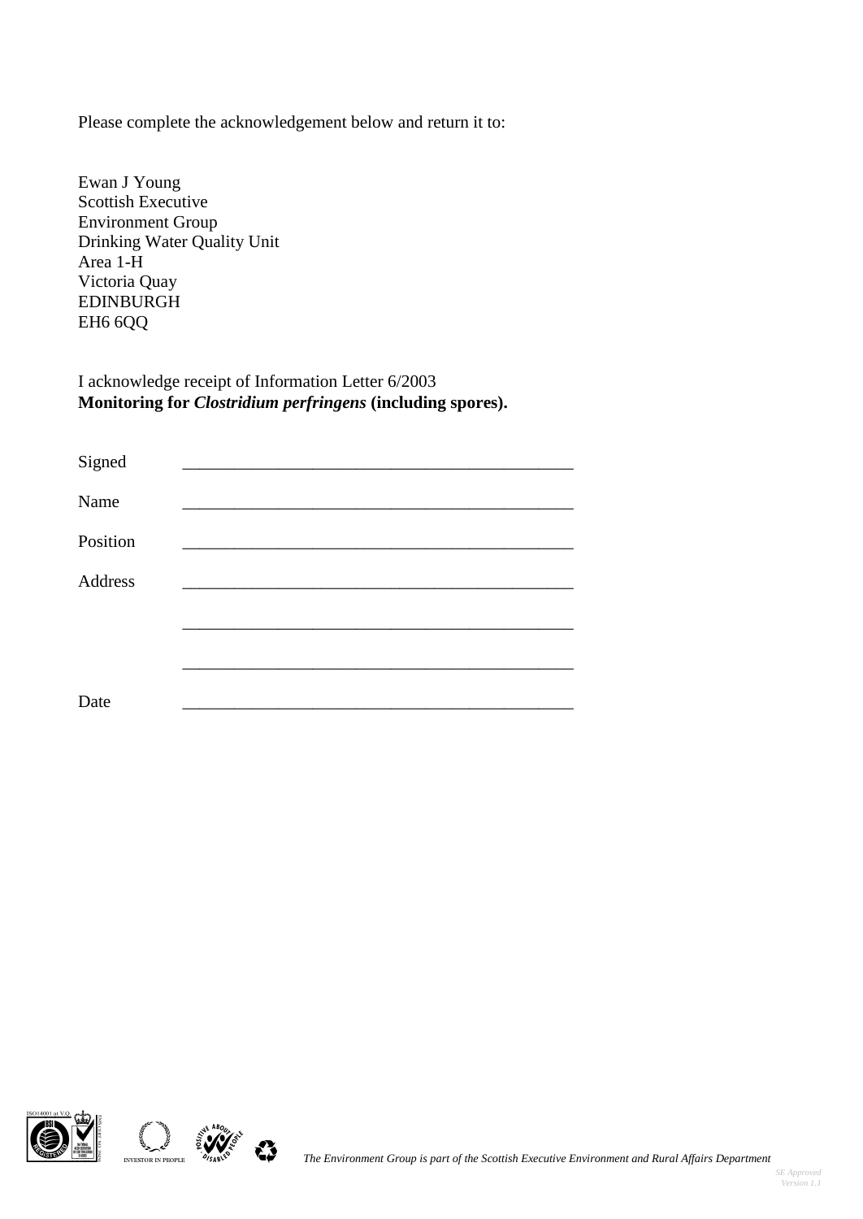Please complete the acknowledgement below and return it to:

Ewan J Young
Scottish Executive
Environment Group
Drinking Water Quality Unit
Area 1-H
Victoria Quay
EDINBURGH
EH6 6QQ

I acknowledge receipt of Information Letter 6/2003
**Monitoring for *Clostridium perfringens* (including spores).**

Signed ______________________________________________

Name ______________________________________________

Position ______________________________________________

Address ______________________________________________

______________________________________________

______________________________________________

Date ______________________________________________

*The Environment Group is part of the Scottish Executive Environment and Rural Affairs Department*